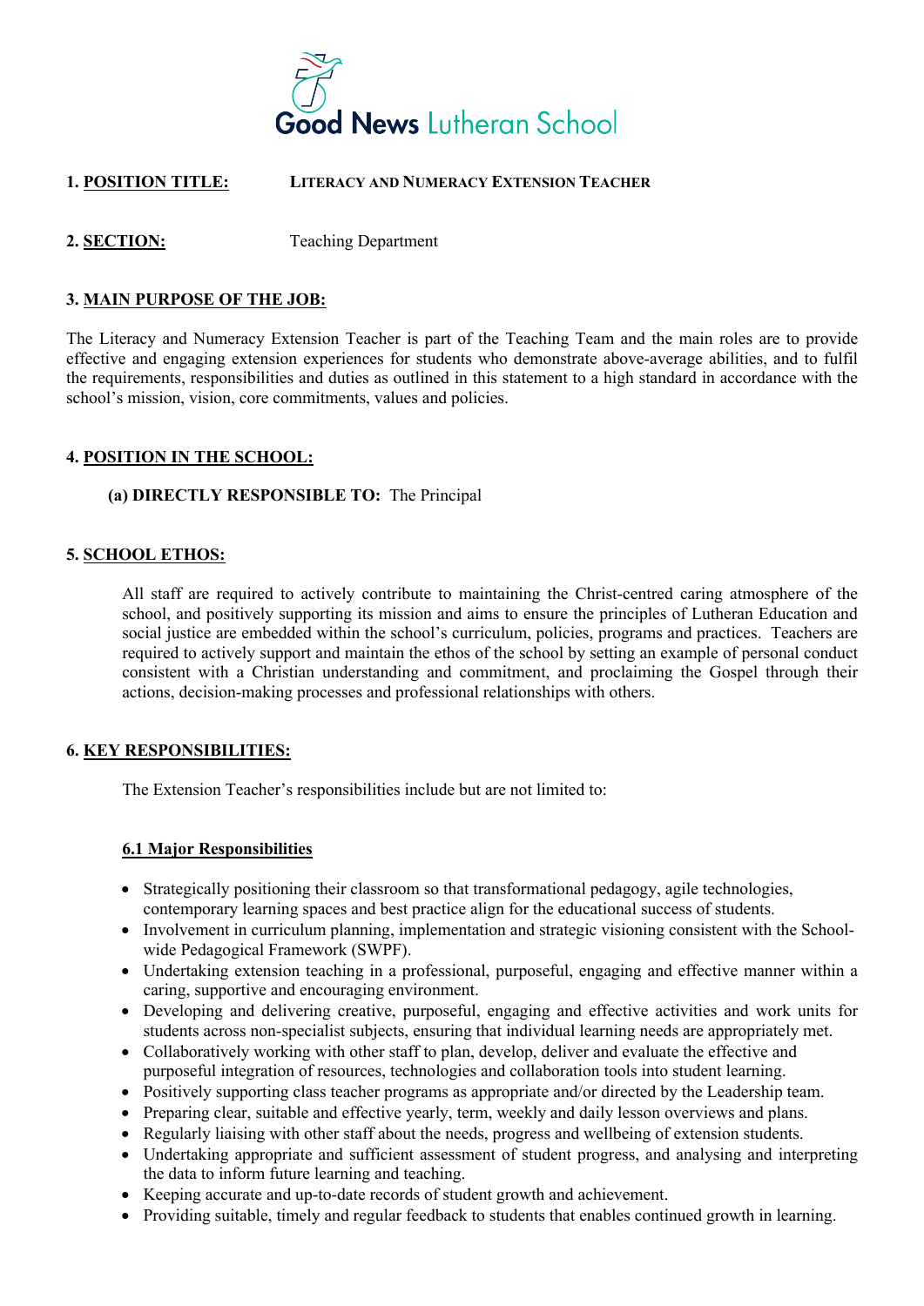Good News Lutheran School

**1. POSITION TITLE:** LITERACY AND NUMERACY EXTENSION TEACHER

**2. SECTION:** Teaching Department

## 3. MAIN PURPOSE OF THE JOB:

The Literacy and Numeracy Extension Teacher is part of the Teaching Team and the main roles are to provide effective and engaging extension experiences for students who demonstrate above-average abilities, and to fulfil the requirements, responsibilities and duties as outlined in this statement to a high standard in accordance with the school's mission, vision, core commitments, values and policies.

## 4. POSITION IN THE SCHOOL:

**(a) DIRECTLY RESPONSIBLE TO:** The Principal

## 5. SCHOOL ETHOS:

All staff are required to actively contribute to maintaining the Christ-centred caring atmosphere of the school, and positively supporting its mission and aims to ensure the principles of Lutheran Education and social justice are embedded within the school's curriculum, policies, programs and practices. Teachers are required to actively support and maintain the ethos of the school by setting an example of personal conduct consistent with a Christian understanding and commitment, and proclaiming the Gospel through their actions, decision-making processes and professional relationships with others.

## 6. KEY RESPONSIBILITIES:

The Extension Teacher's responsibilities include but are not limited to:

### 6.1 Major Responsibilities

- Strategically positioning their classroom so that transformational pedagogy, agile technologies, contemporary learning spaces and best practice align for the educational success of students.
- Involvement in curriculum planning, implementation and strategic visioning consistent with the School-wide Pedagogical Framework (SWPF).
- Undertaking extension teaching in a professional, purposeful, engaging and effective manner within a caring, supportive and encouraging environment.
- Developing and delivering creative, purposeful, engaging and effective activities and work units for students across non-specialist subjects, ensuring that individual learning needs are appropriately met.
- Collaboratively working with other staff to plan, develop, deliver and evaluate the effective and purposeful integration of resources, technologies and collaboration tools into student learning.
- Positively supporting class teacher programs as appropriate and/or directed by the Leadership team.
- Preparing clear, suitable and effective yearly, term, weekly and daily lesson overviews and plans.
- Regularly liaising with other staff about the needs, progress and wellbeing of extension students.
- Undertaking appropriate and sufficient assessment of student progress, and analysing and interpreting the data to inform future learning and teaching.
- Keeping accurate and up-to-date records of student growth and achievement.
- Providing suitable, timely and regular feedback to students that enables continued growth in learning.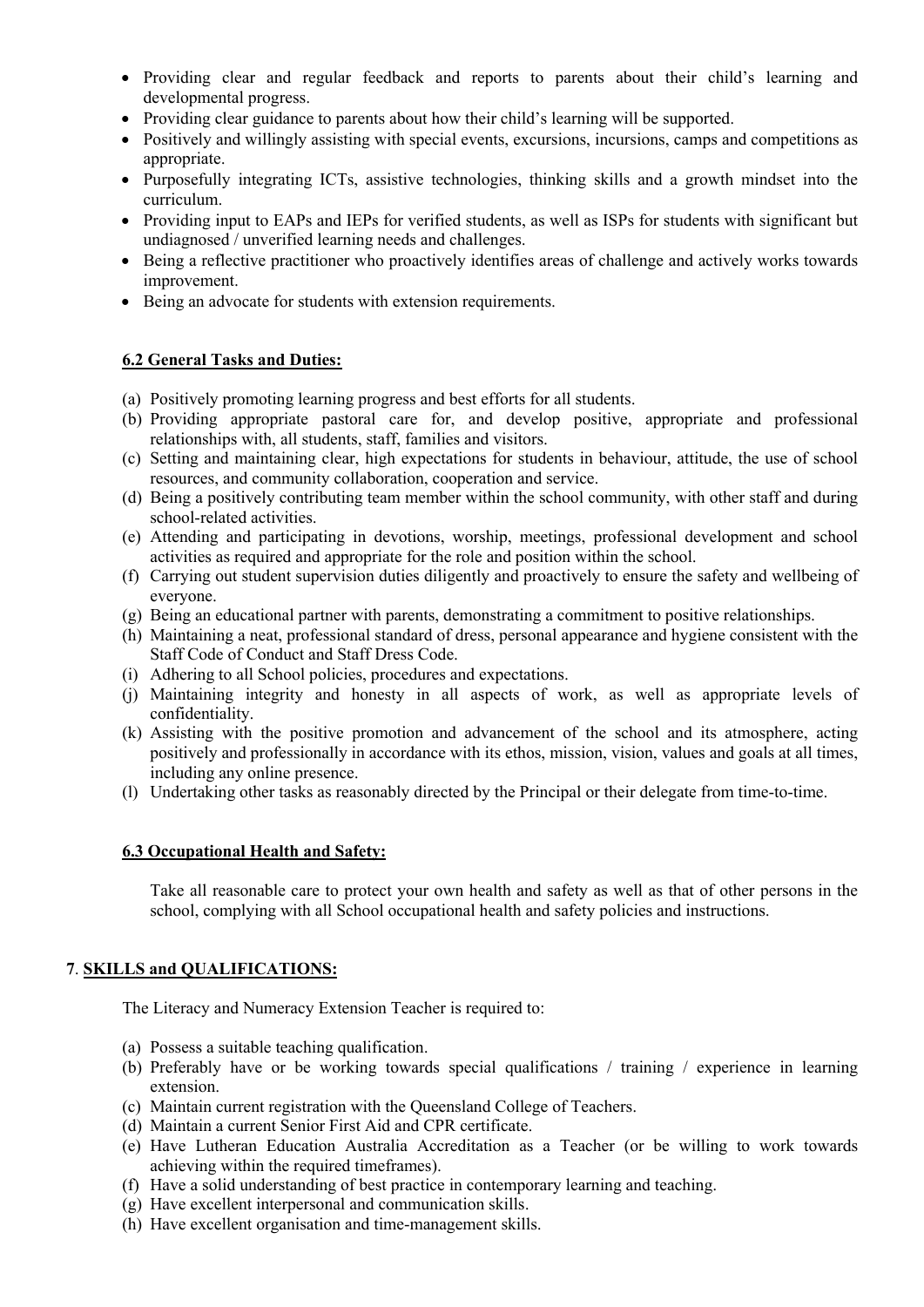- Providing clear and regular feedback and reports to parents about their child's learning and developmental progress.
- Providing clear guidance to parents about how their child's learning will be supported.
- Positively and willingly assisting with special events, excursions, incursions, camps and competitions as appropriate.
- Purposefully integrating ICTs, assistive technologies, thinking skills and a growth mindset into the curriculum.
- Providing input to EAPs and IEPs for verified students, as well as ISPs for students with significant but undiagnosed / unverified learning needs and challenges.
- Being a reflective practitioner who proactively identifies areas of challenge and actively works towards improvement.
- Being an advocate for students with extension requirements.

### 6.2 General Tasks and Duties:

(a) Positively promoting learning progress and best efforts for all students.
(b) Providing appropriate pastoral care for, and develop positive, appropriate and professional relationships with, all students, staff, families and visitors.
(c) Setting and maintaining clear, high expectations for students in behaviour, attitude, the use of school resources, and community collaboration, cooperation and service.
(d) Being a positively contributing team member within the school community, with other staff and during school-related activities.
(e) Attending and participating in devotions, worship, meetings, professional development and school activities as required and appropriate for the role and position within the school.
(f) Carrying out student supervision duties diligently and proactively to ensure the safety and wellbeing of everyone.
(g) Being an educational partner with parents, demonstrating a commitment to positive relationships.
(h) Maintaining a neat, professional standard of dress, personal appearance and hygiene consistent with the Staff Code of Conduct and Staff Dress Code.
(i) Adhering to all School policies, procedures and expectations.
(j) Maintaining integrity and honesty in all aspects of work, as well as appropriate levels of confidentiality.
(k) Assisting with the positive promotion and advancement of the school and its atmosphere, acting positively and professionally in accordance with its ethos, mission, vision, values and goals at all times, including any online presence.
(l) Undertaking other tasks as reasonably directed by the Principal or their delegate from time-to-time.

### 6.3 Occupational Health and Safety:

Take all reasonable care to protect your own health and safety as well as that of other persons in the school, complying with all School occupational health and safety policies and instructions.

## 7. SKILLS and QUALIFICATIONS:

The Literacy and Numeracy Extension Teacher is required to:

(a) Possess a suitable teaching qualification.
(b) Preferably have or be working towards special qualifications / training / experience in learning extension.
(c) Maintain current registration with the Queensland College of Teachers.
(d) Maintain a current Senior First Aid and CPR certificate.
(e) Have Lutheran Education Australia Accreditation as a Teacher (or be willing to work towards achieving within the required timeframes).
(f) Have a solid understanding of best practice in contemporary learning and teaching.
(g) Have excellent interpersonal and communication skills.
(h) Have excellent organisation and time-management skills.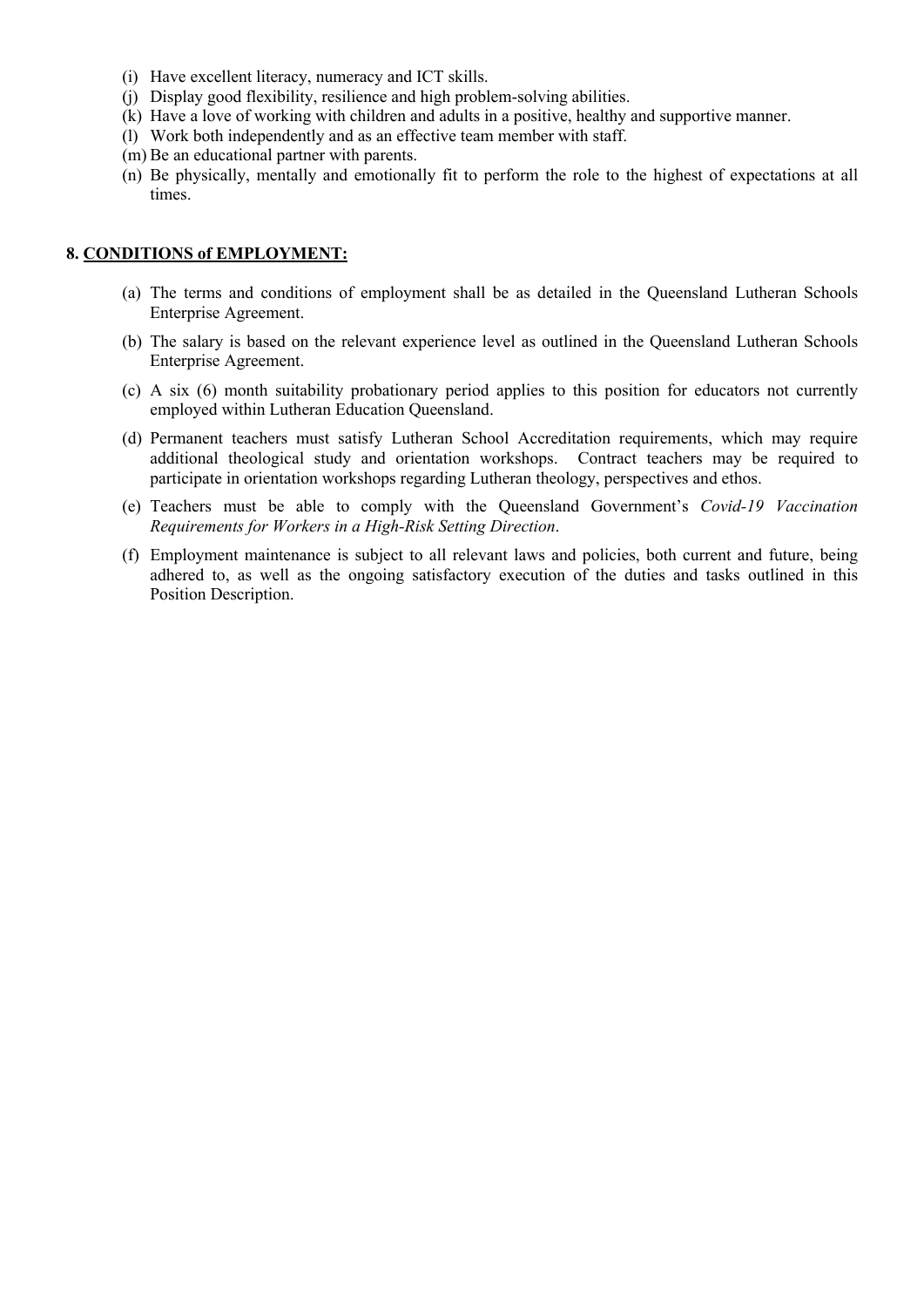(i) Have excellent literacy, numeracy and ICT skills.
(j) Display good flexibility, resilience and high problem-solving abilities.
(k) Have a love of working with children and adults in a positive, healthy and supportive manner.
(l) Work both independently and as an effective team member with staff.
(m) Be an educational partner with parents.
(n) Be physically, mentally and emotionally fit to perform the role to the highest of expectations at all times.

## 8. <u>CONDITIONS of EMPLOYMENT:</u>

(a) The terms and conditions of employment shall be as detailed in the Queensland Lutheran Schools Enterprise Agreement.

(b) The salary is based on the relevant experience level as outlined in the Queensland Lutheran Schools Enterprise Agreement.

(c) A six (6) month suitability probationary period applies to this position for educators not currently employed within Lutheran Education Queensland.

(d) Permanent teachers must satisfy Lutheran School Accreditation requirements, which may require additional theological study and orientation workshops. Contract teachers may be required to participate in orientation workshops regarding Lutheran theology, perspectives and ethos.

(e) Teachers must be able to comply with the Queensland Government's *Covid-19 Vaccination Requirements for Workers in a High-Risk Setting Direction*.

(f) Employment maintenance is subject to all relevant laws and policies, both current and future, being adhered to, as well as the ongoing satisfactory execution of the duties and tasks outlined in this Position Description.